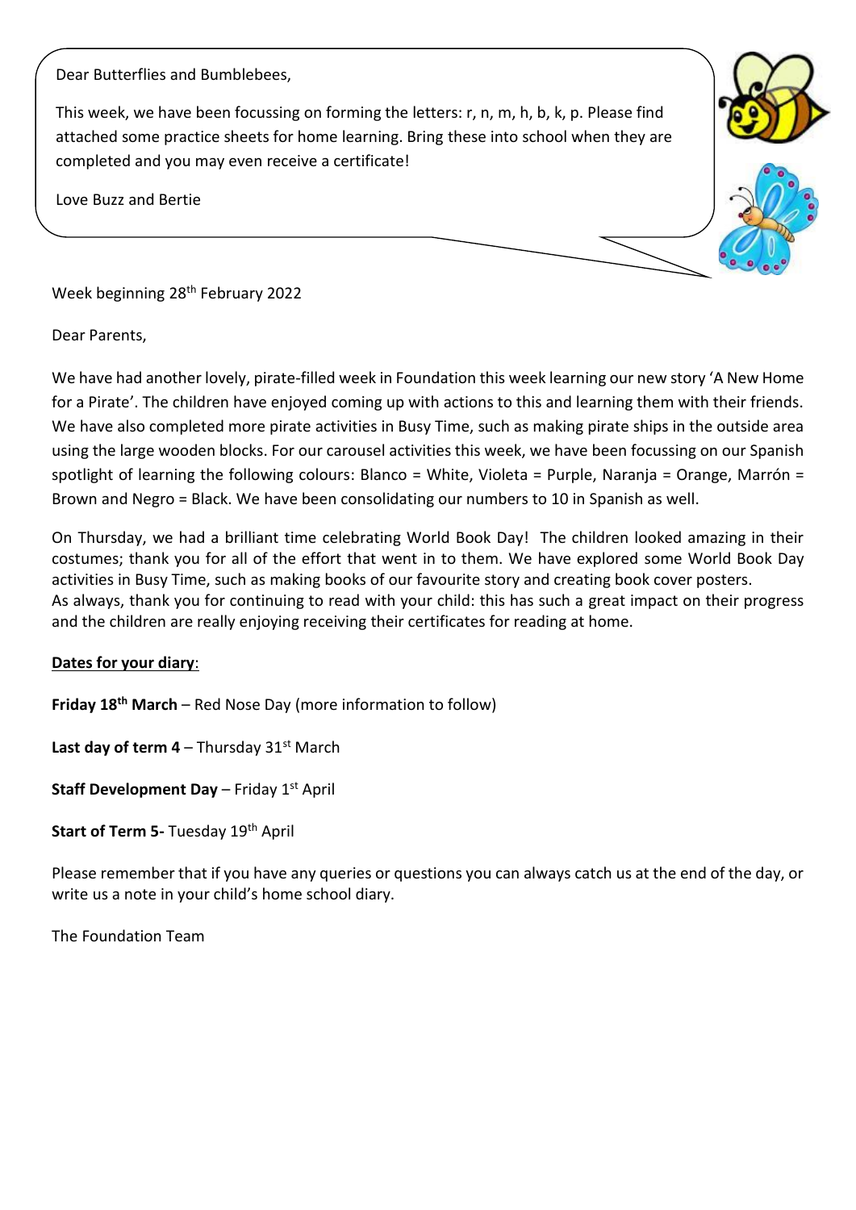Dear Butterflies and Bumblebees,

This week, we have been focussing on forming the letters: r, n, m, h, b, k, p. Please find attached some practice sheets for home learning. Bring these into school when they are completed and you may even receive a certificate!

Love Buzz and Bertie

Week beginning 28th February 2022

Dear Parents,

We have had another lovely, pirate-filled week in Foundation this week learning our new story 'A New Home for a Pirate'. The children have enjoyed coming up with actions to this and learning them with their friends. We have also completed more pirate activities in Busy Time, such as making pirate ships in the outside area using the large wooden blocks. For our carousel activities this week, we have been focussing on our Spanish spotlight of learning the following colours: Blanco = White, Violeta = Purple, Naranja = Orange, Marrón = Brown and Negro = Black. We have been consolidating our numbers to 10 in Spanish as well.

On Thursday, we had a brilliant time celebrating World Book Day! The children looked amazing in their costumes; thank you for all of the effort that went in to them. We have explored some World Book Day activities in Busy Time, such as making books of our favourite story and creating book cover posters.
As always, thank you for continuing to read with your child: this has such a great impact on their progress and the children are really enjoying receiving their certificates for reading at home.

**<u>Dates for your diary</u>**:

**Friday 18th March** – Red Nose Day (more information to follow)

**Last day of term 4** – Thursday 31st March

**Staff Development Day** – Friday 1st April

**Start of Term 5-** Tuesday 19th April

Please remember that if you have any queries or questions you can always catch us at the end of the day, or write us a note in your child's home school diary.

The Foundation Team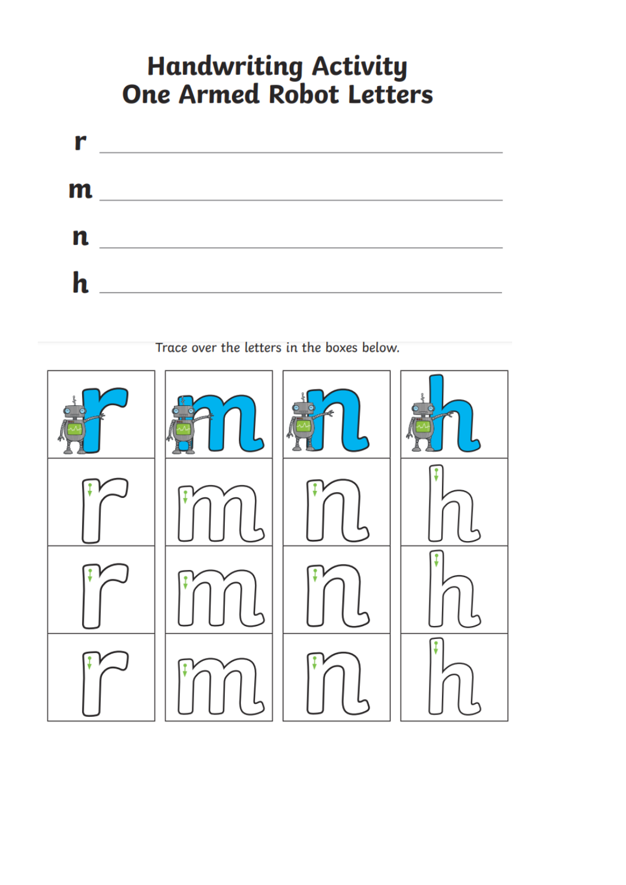# Handwriting Activity
# One Armed Robot Letters

r ___________________________________________

m ___________________________________________

n ___________________________________________

h ___________________________________________

Trace over the letters in the boxes below.

| r | m | n | h |
|---|---|---|---|
| r | m | n | h |
| r | m | n | h |
| r | m | n | h |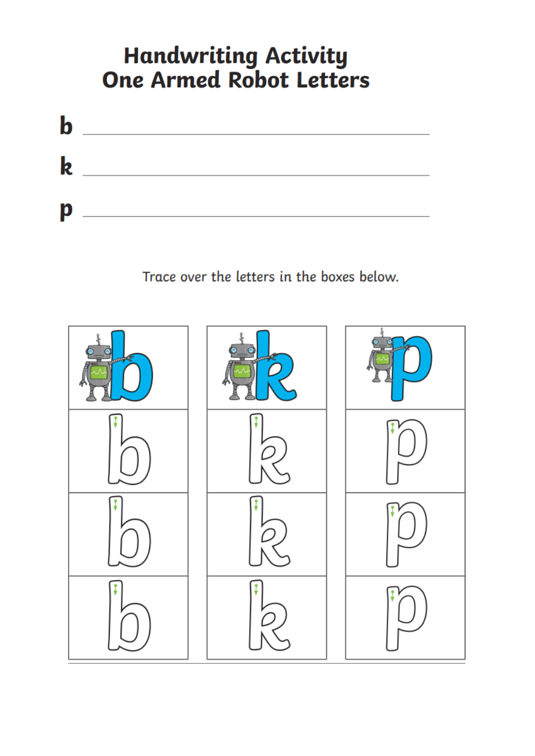# Handwriting Activity
# One Armed Robot Letters

b ______________________________

k ______________________________

p ______________________________

Trace over the letters in the boxes below.

| | | |
|---|---|---|
| b | k | p |
| b | k | p |
| b | k | p |
| b | k | p |